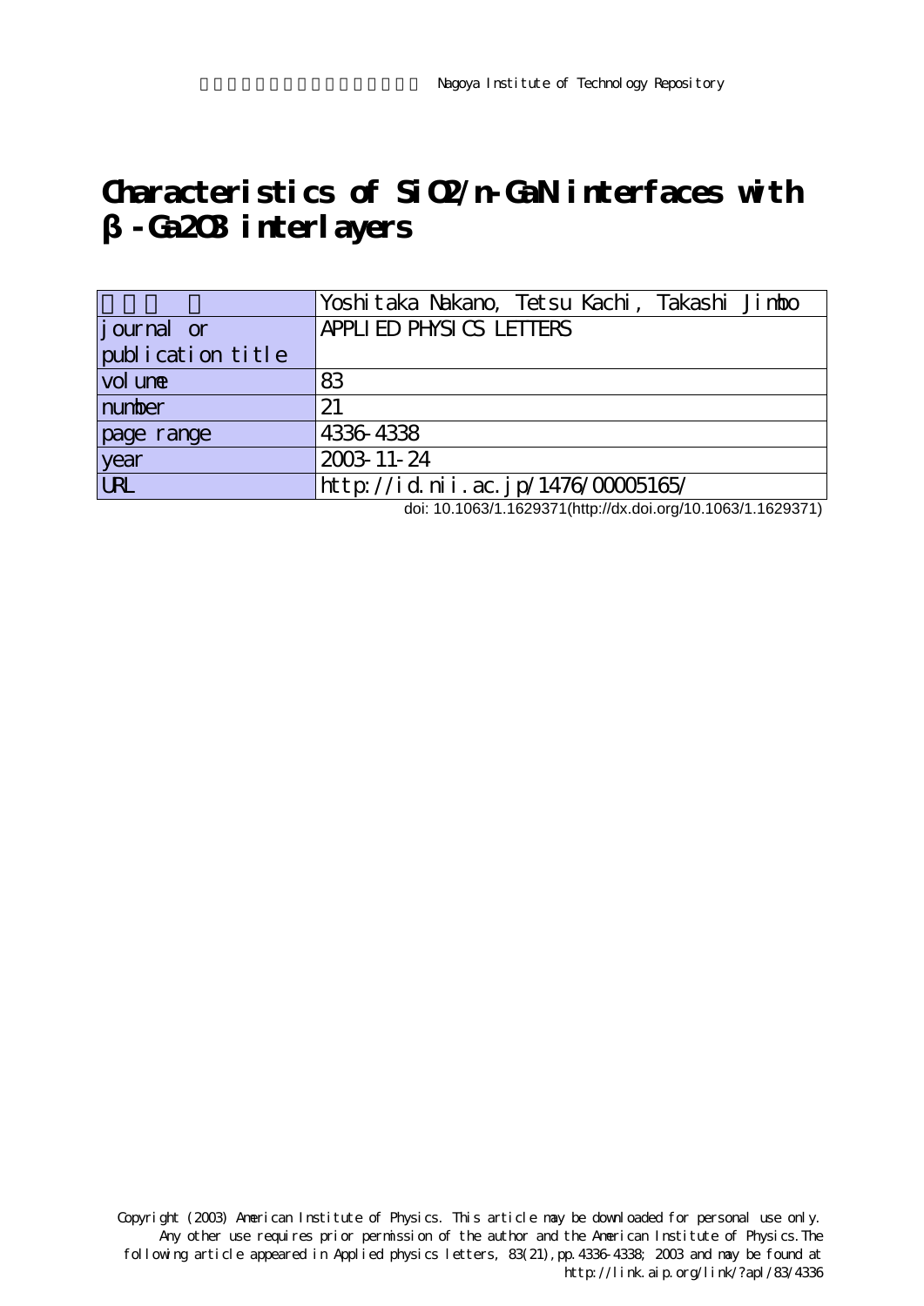Nagoya Institute of Technology Repository

# Characteristics of $SiO_2$/n-GaN interfaces with β-$Ga_2O_3$ interlayers

| | |
|---|---|
| | Yoshitaka Nakano, Tetsu Kachi, Takashi Jimbo |
| journal or publication title | APPLIED PHYSICS LETTERS |
| volume | 83 |
| number | 21 |
| page range | 4336-4338 |
| year | 2003-11-24 |
| URL | http://id.nii.ac.jp/1476/00005165/ |

doi: 10.1063/1.1629371(http://dx.doi.org/10.1063/1.1629371)

Copyright (2003) American Institute of Physics. This article may be downloaded for personal use only. Any other use requires prior permission of the author and the American Institute of Physics. The following article appeared in Applied physics letters, 83(21), pp.4336-4338; 2003 and may be found at http://link.aip.org/link/?apl/83/4336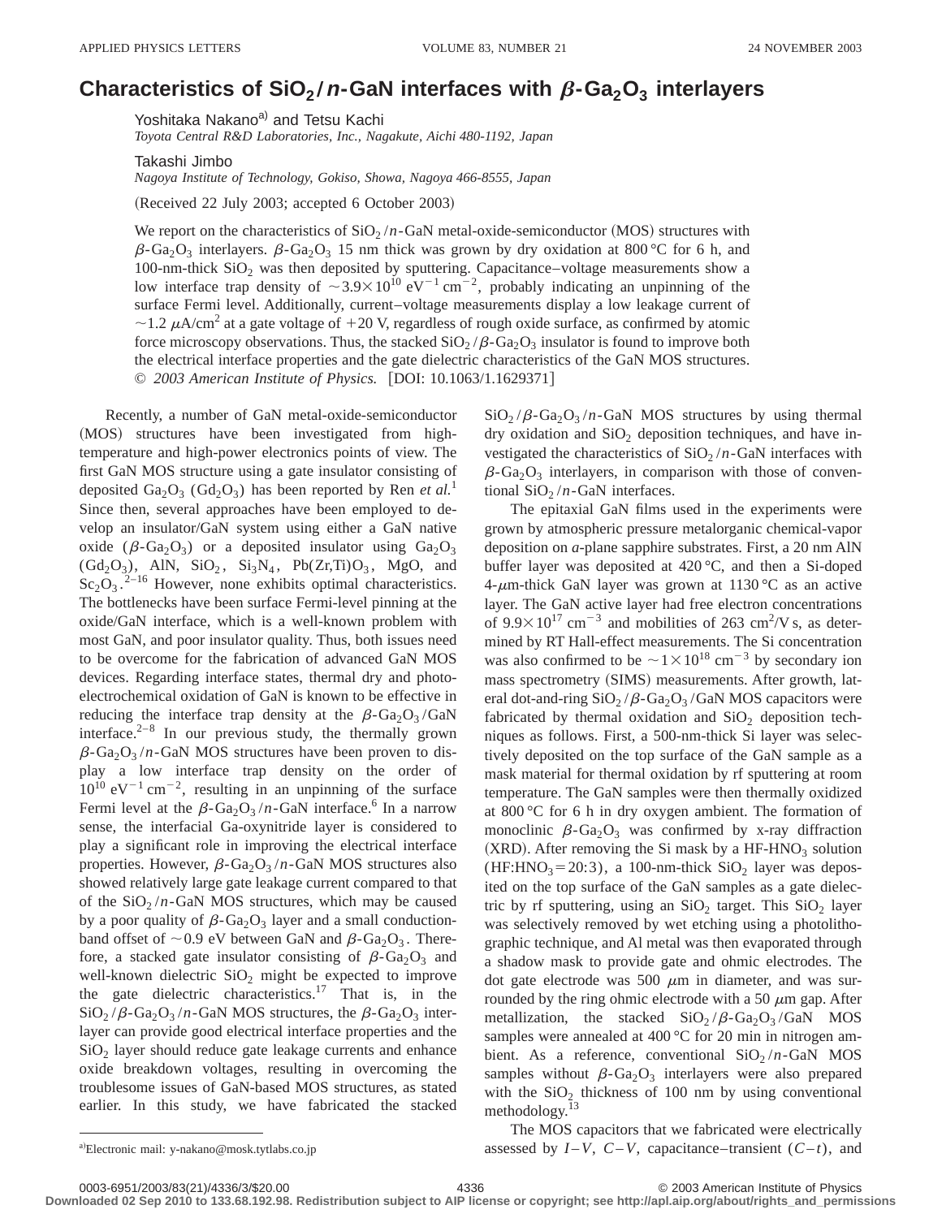# Characteristics of $SiO_2$/*n*-GaN interfaces with $\beta$-$Ga_2O_3$ interlayers

Yoshitaka Nakano[a] and Tetsu Kachi
*Toyota Central R&D Laboratories, Inc., Nagakute, Aichi 480-1192, Japan*

Takashi Jimbo
*Nagoya Institute of Technology, Gokiso, Showa, Nagoya 466-8555, Japan*

(Received 22 July 2003; accepted 6 October 2003)

We report on the characteristics of $SiO_2$/*n*-GaN metal-oxide-semiconductor (MOS) structures with $\beta$-$Ga_2O_3$ interlayers. $\beta$-$Ga_2O_3$ 15 nm thick was grown by dry oxidation at 800 °C for 6 h, and 100-nm-thick $SiO_2$ was then deposited by sputtering. Capacitance–voltage measurements show a low interface trap density of $\sim 3.9\times10^{10}$ $eV^{-1}\,cm^{-2}$, probably indicating an unpinning of the surface Fermi level. Additionally, current–voltage measurements display a low leakage current of $\sim 1.2$ $\mu A/cm^2$ at a gate voltage of +20 V, regardless of rough oxide surface, as confirmed by atomic force microscopy observations. Thus, the stacked $SiO_2$/$\beta$-$Ga_2O_3$ insulator is found to improve both the electrical interface properties and the gate dielectric characteristics of the GaN MOS structures. © *2003 American Institute of Physics.* [DOI: 10.1063/1.1629371]

Recently, a number of GaN metal-oxide-semiconductor (MOS) structures have been investigated from high-temperature and high-power electronics points of view. The first GaN MOS structure using a gate insulator consisting of deposited $Ga_2O_3$ ($Gd_2O_3$) has been reported by Ren *et al.*[1] Since then, several approaches have been employed to develop an insulator/GaN system using either a GaN native oxide ($\beta$-$Ga_2O_3$) or a deposited insulator using $Ga_2O_3$ ($Gd_2O_3$), AlN, $SiO_2$, $Si_3N_4$, Pb(Zr,Ti)$O_3$, MgO, and $Sc_2O_3$.[2–16] However, none exhibits optimal characteristics. The bottlenecks have been surface Fermi-level pinning at the oxide/GaN interface, which is a well-known problem with most GaN, and poor insulator quality. Thus, both issues need to be overcome for the fabrication of advanced GaN MOS devices. Regarding interface states, thermal dry and photoelectrochemical oxidation of GaN is known to be effective in reducing the interface trap density at the $\beta$-$Ga_2O_3$/GaN interface.[2–8] In our previous study, the thermally grown $\beta$-$Ga_2O_3$/*n*-GaN MOS structures have been proven to display a low interface trap density on the order of $10^{10}$ $eV^{-1}\,cm^{-2}$, resulting in an unpinning of the surface Fermi level at the $\beta$-$Ga_2O_3$/*n*-GaN interface.[6] In a narrow sense, the interfacial Ga-oxynitride layer is considered to play a significant role in improving the electrical interface properties. However, $\beta$-$Ga_2O_3$/*n*-GaN MOS structures also showed relatively large gate leakage current compared to that of the $SiO_2$/*n*-GaN MOS structures, which may be caused by a poor quality of $\beta$-$Ga_2O_3$ layer and a small conduction-band offset of $\sim 0.9$ eV between GaN and $\beta$-$Ga_2O_3$. Therefore, a stacked gate insulator consisting of $\beta$-$Ga_2O_3$ and well-known dielectric $SiO_2$ might be expected to improve the gate dielectric characteristics.[17] That is, in the $SiO_2$/$\beta$-$Ga_2O_3$/*n*-GaN MOS structures, the $\beta$-$Ga_2O_3$ interlayer can provide good electrical interface properties and the $SiO_2$ layer should reduce gate leakage currents and enhance oxide breakdown voltages, resulting in overcoming the troublesome issues of GaN-based MOS structures, as stated earlier. In this study, we have fabricated the stacked $SiO_2$/$\beta$-$Ga_2O_3$/*n*-GaN MOS structures by using thermal dry oxidation and $SiO_2$ deposition techniques, and have investigated the characteristics of $SiO_2$/*n*-GaN interfaces with $\beta$-$Ga_2O_3$ interlayers, in comparison with those of conventional $SiO_2$/*n*-GaN interfaces.

The epitaxial GaN films used in the experiments were grown by atmospheric pressure metalorganic chemical-vapor deposition on *a*-plane sapphire substrates. First, a 20 nm AlN buffer layer was deposited at 420 °C, and then a Si-doped 4-$\mu$m-thick GaN layer was grown at 1130 °C as an active layer. The GaN active layer had free electron concentrations of $9.9\times10^{17}$ $cm^{-3}$ and mobilities of 263 $cm^2$/V s, as determined by RT Hall-effect measurements. The Si concentration was also confirmed to be $\sim 1\times10^{18}$ $cm^{-3}$ by secondary ion mass spectrometry (SIMS) measurements. After growth, lateral dot-and-ring $SiO_2$/$\beta$-$Ga_2O_3$/GaN MOS capacitors were fabricated by thermal oxidation and $SiO_2$ deposition techniques as follows. First, a 500-nm-thick Si layer was selectively deposited on the top surface of the GaN sample as a mask material for thermal oxidation by rf sputtering at room temperature. The GaN samples were then thermally oxidized at 800 °C for 6 h in dry oxygen ambient. The formation of monoclinic $\beta$-$Ga_2O_3$ was confirmed by x-ray diffraction (XRD). After removing the Si mask by a HF-$HNO_3$ solution (HF:$HNO_3$=20:3), a 100-nm-thick $SiO_2$ layer was deposited on the top surface of the GaN samples as a gate dielectric by rf sputtering, using an $SiO_2$ target. This $SiO_2$ layer was selectively removed by wet etching using a photolithographic technique, and Al metal was then evaporated through a shadow mask to provide gate and ohmic electrodes. The dot gate electrode was 500 $\mu$m in diameter, and was surrounded by the ring ohmic electrode with a 50 $\mu$m gap. After metallization, the stacked $SiO_2$/$\beta$-$Ga_2O_3$/GaN MOS samples were annealed at 400 °C for 20 min in nitrogen ambient. As a reference, conventional $SiO_2$/*n*-GaN MOS samples without $\beta$-$Ga_2O_3$ interlayers were also prepared with the $SiO_2$ thickness of 100 nm by using conventional methodology.[13]

The MOS capacitors that we fabricated were electrically assessed by $I$–$V$, $C$–$V$, capacitance–transient ($C$–$t$), and

[a] Electronic mail: y-nakano@mosk.tytlabs.co.jp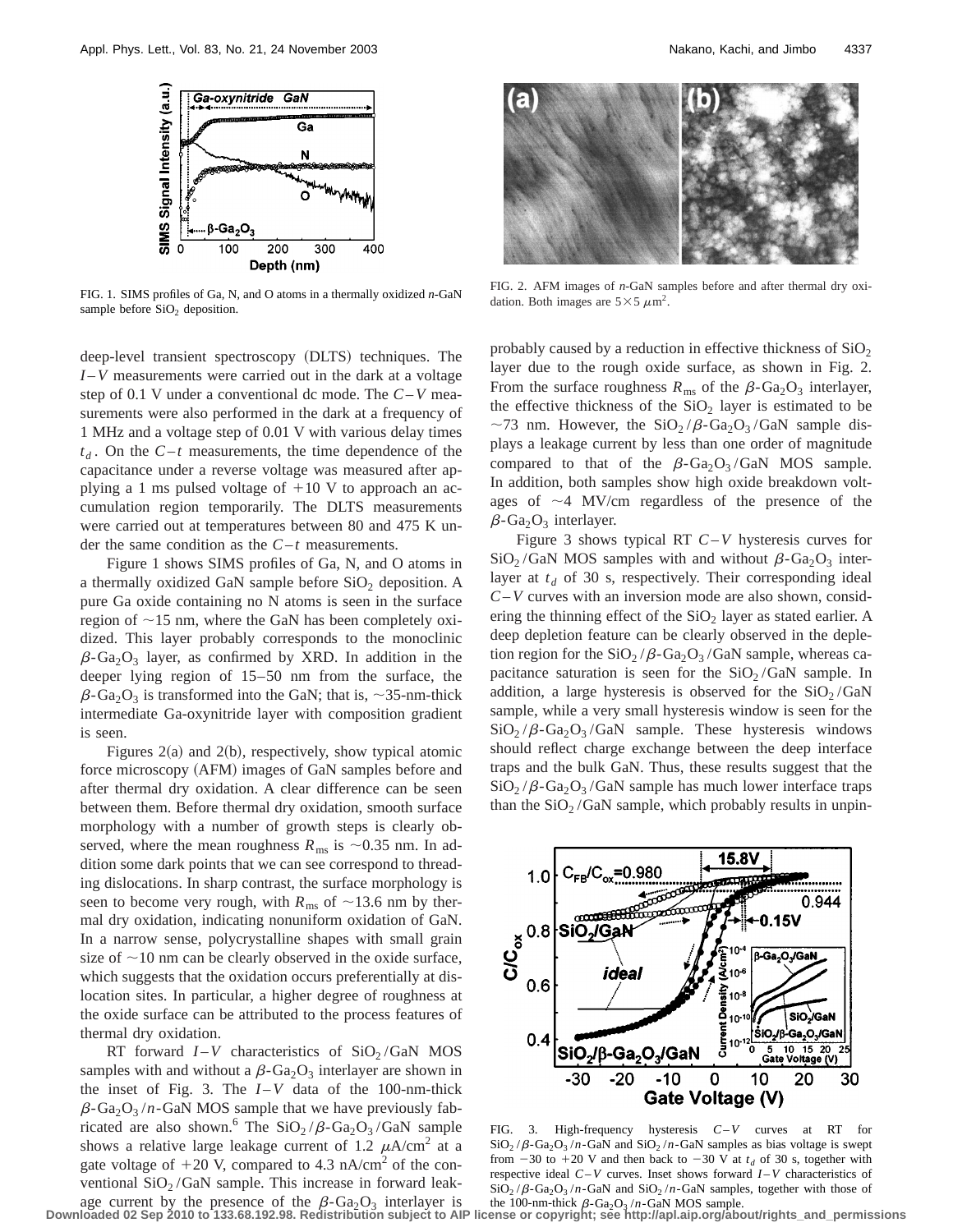FIG. 1. SIMS profiles of Ga, N, and O atoms in a thermally oxidized $n$-GaN sample before $SiO_2$ deposition.

FIG. 2. AFM images of $n$-GaN samples before and after thermal dry oxidation. Both images are $5\times5\ \mu m^2$.

deep-level transient spectroscopy (DLTS) techniques. The $I$–$V$ measurements were carried out in the dark at a voltage step of 0.1 V under a conventional dc mode. The $C$–$V$ measurements were also performed in the dark at a frequency of 1 MHz and a voltage step of 0.01 V with various delay times $t_d$. On the $C$–$t$ measurements, the time dependence of the capacitance under a reverse voltage was measured after applying a 1 ms pulsed voltage of +10 V to approach an accumulation region temporarily. The DLTS measurements were carried out at temperatures between 80 and 475 K under the same condition as the $C$–$t$ measurements.

Figure 1 shows SIMS profiles of Ga, N, and O atoms in a thermally oxidized GaN sample before $SiO_2$ deposition. A pure Ga oxide containing no N atoms is seen in the surface region of ~15 nm, where the GaN has been completely oxidized. This layer probably corresponds to the monoclinic $\beta$-$Ga_2O_3$ layer, as confirmed by XRD. In addition in the deeper lying region of 15–50 nm from the surface, the $\beta$-$Ga_2O_3$ is transformed into the GaN; that is, ~35-nm-thick intermediate Ga-oxynitride layer with composition gradient is seen.

Figures 2(a) and 2(b), respectively, show typical atomic force microscopy (AFM) images of GaN samples before and after thermal dry oxidation. A clear difference can be seen between them. Before thermal dry oxidation, smooth surface morphology with a number of growth steps is clearly observed, where the mean roughness $R_{ms}$ is ~0.35 nm. In addition some dark points that we can see correspond to threading dislocations. In sharp contrast, the surface morphology is seen to become very rough, with $R_{ms}$ of ~13.6 nm by thermal dry oxidation, indicating nonuniform oxidation of GaN. In a narrow sense, polycrystalline shapes with small grain size of ~10 nm can be clearly observed in the oxide surface, which suggests that the oxidation occurs preferentially at dislocation sites. In particular, a higher degree of roughness at the oxide surface can be attributed to the process features of thermal dry oxidation.

RT forward $I$–$V$ characteristics of $SiO_2$/GaN MOS samples with and without a $\beta$-$Ga_2O_3$ interlayer are shown in the inset of Fig. 3. The $I$–$V$ data of the 100-nm-thick $\beta$-$Ga_2O_3$/$n$-GaN MOS sample that we have previously fabricated are also shown.[6] The $SiO_2$/$\beta$-$Ga_2O_3$/GaN sample shows a relative large leakage current of 1.2 $\mu A/cm^2$ at a gate voltage of +20 V, compared to 4.3 $nA/cm^2$ of the conventional $SiO_2$/GaN sample. This increase in forward leakage current by the presence of the $\beta$-$Ga_2O_3$ interlayer is probably caused by a reduction in effective thickness of $SiO_2$ layer due to the rough oxide surface, as shown in Fig. 2. From the surface roughness $R_{ms}$ of the $\beta$-$Ga_2O_3$ interlayer, the effective thickness of the $SiO_2$ layer is estimated to be ~73 nm. However, the $SiO_2$/$\beta$-$Ga_2O_3$/GaN sample displays a leakage current by less than one order of magnitude compared to that of the $\beta$-$Ga_2O_3$/GaN MOS sample. In addition, both samples show high oxide breakdown voltages of ~4 MV/cm regardless of the presence of the $\beta$-$Ga_2O_3$ interlayer.

Figure 3 shows typical RT $C$–$V$ hysteresis curves for $SiO_2$/GaN MOS samples with and without $\beta$-$Ga_2O_3$ interlayer at $t_d$ of 30 s, respectively. Their corresponding ideal $C$–$V$ curves with an inversion mode are also shown, considering the thinning effect of the $SiO_2$ layer as stated earlier. A deep depletion feature can be clearly observed in the depletion region for the $SiO_2$/$\beta$-$Ga_2O_3$/GaN sample, whereas capacitance saturation is seen for the $SiO_2$/GaN sample. In addition, a large hysteresis is observed for the $SiO_2$/GaN sample, while a very small hysteresis window is seen for the $SiO_2$/$\beta$-$Ga_2O_3$/GaN sample. These hysteresis windows should reflect charge exchange between the deep interface traps and the bulk GaN. Thus, these results suggest that the $SiO_2$/$\beta$-$Ga_2O_3$/GaN sample has much lower interface traps than the $SiO_2$/GaN sample, which probably results in unpin-

FIG. 3. High-frequency hysteresis $C$–$V$ curves at RT for $SiO_2$/$\beta$-$Ga_2O_3$/$n$-GaN and $SiO_2$/$n$-GaN samples as bias voltage is swept from −30 to +20 V and then back to −30 V at $t_d$ of 30 s, together with respective ideal $C$–$V$ curves. Inset shows forward $I$–$V$ characteristics of $SiO_2$/$\beta$-$Ga_2O_3$/$n$-GaN and $SiO_2$/$n$-GaN samples, together with those of the 100-nm-thick $\beta$-$Ga_2O_3$/$n$-GaN MOS sample.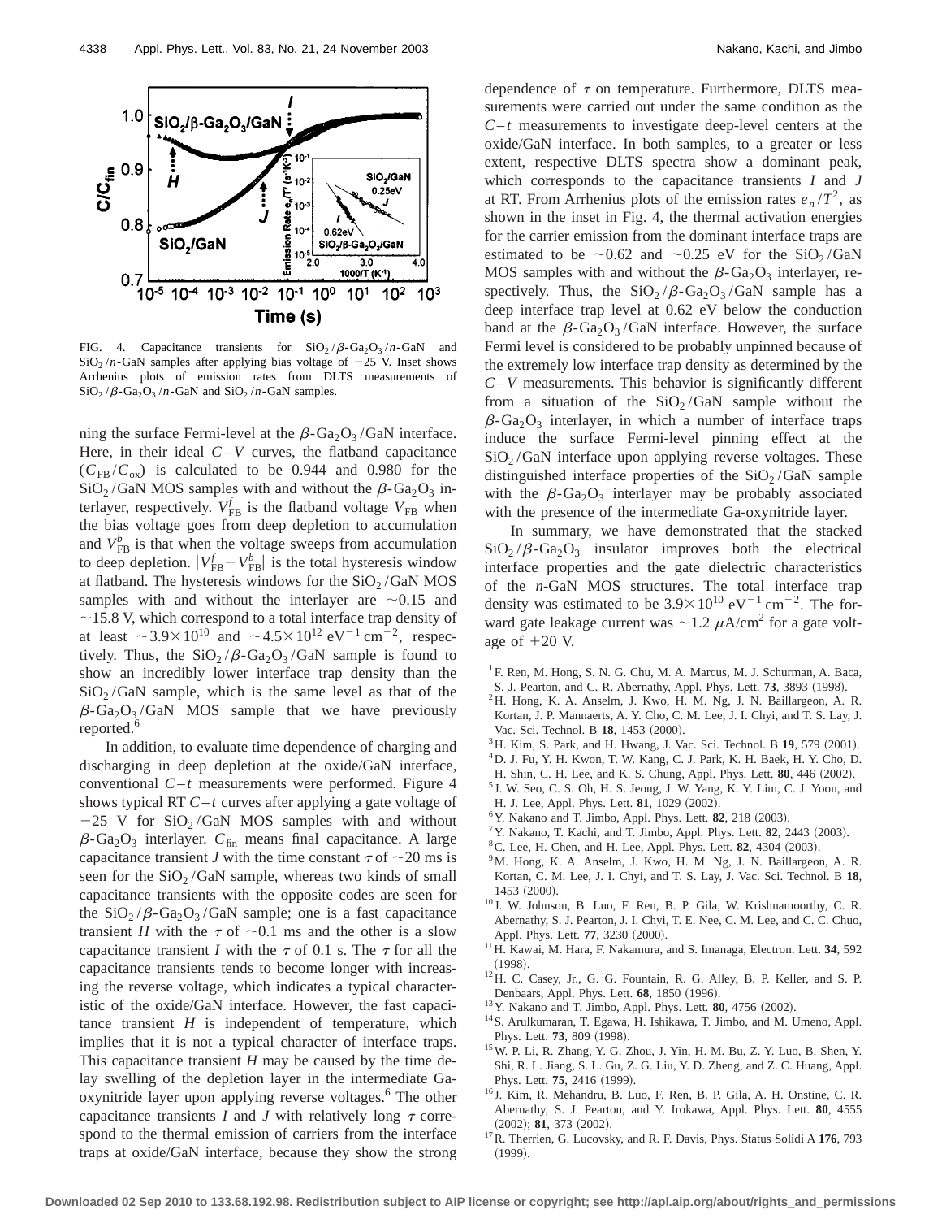1.0

$SiO_2/\beta$-$Ga_2O_3$/GaN

I

$C/C_{fin}$

0.9

H

0.8

J

$SiO_2$/GaN

0.7

$10^{-5}$ $10^{-4}$ $10^{-3}$ $10^{-2}$ $10^{-1}$ $10^{0}$ $10^{1}$ $10^{2}$ $10^{3}$

Time (s)

Emission Rate $e_n/T^2$ ($s^{-1}K^{-2}$)

$10^{-1}$ $10^{-2}$ $10^{-3}$ $10^{-4}$ $10^{-5}$

$SiO_2$/GaN

0.25eV

J

I

0.62eV

$SiO_2/\beta$-$Ga_2O_3$/GaN

2.0 3.0 4.0

1000/T ($K^{-1}$)

FIG. 4. Capacitance transients for $SiO_2/\beta$-$Ga_2O_3$/$n$-GaN and $SiO_2$/$n$-GaN samples after applying bias voltage of $-25$ V. Inset shows Arrhenius plots of emission rates from DLTS measurements of $SiO_2/\beta$-$Ga_2O_3$/$n$-GaN and $SiO_2$/$n$-GaN samples.

ning the surface Fermi-level at the $\beta$-$Ga_2O_3$/GaN interface. Here, in their ideal $C$–$V$ curves, the flatband capacitance ($C_{FB}/C_{ox}$) is calculated to be 0.944 and 0.980 for the $SiO_2$/GaN MOS samples with and without the $\beta$-$Ga_2O_3$ interlayer, respectively. $V_{FB}^{f}$ is the flatband voltage $V_{FB}$ when the bias voltage goes from deep depletion to accumulation and $V_{FB}^{b}$ is that when the voltage sweeps from accumulation to deep depletion. $|V_{FB}^{f}-V_{FB}^{b}|$ is the total hysteresis window at flatband. The hysteresis windows for the $SiO_2$/GaN MOS samples with and without the interlayer are $\sim$0.15 and $\sim$15.8 V, which correspond to a total interface trap density of at least $\sim 3.9\times 10^{10}$ and $\sim 4.5\times 10^{12}$ $eV^{-1}\,cm^{-2}$, respectively. Thus, the $SiO_2/\beta$-$Ga_2O_3$/GaN sample is found to show an incredibly lower interface trap density than the $SiO_2$/GaN sample, which is the same level as that of the $\beta$-$Ga_2O_3$/GaN MOS sample that we have previously reported.[6]

In addition, to evaluate time dependence of charging and discharging in deep depletion at the oxide/GaN interface, conventional $C$–$t$ measurements were performed. Figure 4 shows typical RT $C$–$t$ curves after applying a gate voltage of $-25$ V for $SiO_2$/GaN MOS samples with and without $\beta$-$Ga_2O_3$ interlayer. $C_{fin}$ means final capacitance. A large capacitance transient $J$ with the time constant $\tau$ of $\sim$20 ms is seen for the $SiO_2$/GaN sample, whereas two kinds of small capacitance transients with the opposite codes are seen for the $SiO_2/\beta$-$Ga_2O_3$/GaN sample; one is a fast capacitance transient $H$ with the $\tau$ of $\sim$0.1 ms and the other is a slow capacitance transient $I$ with the $\tau$ of 0.1 s. The $\tau$ for all the capacitance transients tends to become longer with increasing the reverse voltage, which indicates a typical characteristic of the oxide/GaN interface. However, the fast capacitance transient $H$ is independent of temperature, which implies that it is not a typical character of interface traps. This capacitance transient $H$ may be caused by the time delay swelling of the depletion layer in the intermediate Ga-oxynitride layer upon applying reverse voltages.[6] The other capacitance transients $I$ and $J$ with relatively long $\tau$ correspond to the thermal emission of carriers from the interface traps at oxide/GaN interface, because they show the strong dependence of $\tau$ on temperature. Furthermore, DLTS measurements were carried out under the same condition as the $C$–$t$ measurements to investigate deep-level centers at the oxide/GaN interface. In both samples, to a greater or less extent, respective DLTS spectra show a dominant peak, which corresponds to the capacitance transients $I$ and $J$ at RT. From Arrhenius plots of the emission rates $e_n/T^2$, as shown in the inset in Fig. 4, the thermal activation energies for the carrier emission from the dominant interface traps are estimated to be $\sim$0.62 and $\sim$0.25 eV for the $SiO_2$/GaN MOS samples with and without the $\beta$-$Ga_2O_3$ interlayer, respectively. Thus, the $SiO_2/\beta$-$Ga_2O_3$/GaN sample has a deep interface trap level at 0.62 eV below the conduction band at the $\beta$-$Ga_2O_3$/GaN interface. However, the surface Fermi level is considered to be probably unpinned because of the extremely low interface trap density as determined by the $C$–$V$ measurements. This behavior is significantly different from a situation of the $SiO_2$/GaN sample without the $\beta$-$Ga_2O_3$ interlayer, in which a number of interface traps induce the surface Fermi-level pinning effect at the $SiO_2$/GaN interface upon applying reverse voltages. These distinguished interface properties of the $SiO_2$/GaN sample with the $\beta$-$Ga_2O_3$ interlayer may be probably associated with the presence of the intermediate Ga-oxynitride layer.

In summary, we have demonstrated that the stacked $SiO_2/\beta$-$Ga_2O_3$ insulator improves both the electrical interface properties and the gate dielectric characteristics of the $n$-GaN MOS structures. The total interface trap density was estimated to be $3.9\times 10^{10}$ $eV^{-1}\,cm^{-2}$. The forward gate leakage current was $\sim$1.2 $\mu A/cm^2$ for a gate voltage of $+20$ V.

[1] F. Ren, M. Hong, S. N. G. Chu, M. A. Marcus, M. J. Schurman, A. Baca, S. J. Pearton, and C. R. Abernathy, Appl. Phys. Lett. **73**, 3893 (1998).

[2] H. Hong, K. A. Anselm, J. Kwo, H. M. Ng, J. N. Baillargeon, A. R. Kortan, J. P. Mannaerts, A. Y. Cho, C. M. Lee, J. I. Chyi, and T. S. Lay, J. Vac. Sci. Technol. B **18**, 1453 (2000).

[3] H. Kim, S. Park, and H. Hwang, J. Vac. Sci. Technol. B **19**, 579 (2001).

[4] D. J. Fu, Y. H. Kwon, T. W. Kang, C. J. Park, K. H. Baek, H. Y. Cho, D. H. Shin, C. H. Lee, and K. S. Chung, Appl. Phys. Lett. **80**, 446 (2002).

[5] J. W. Seo, C. S. Oh, H. S. Jeong, J. W. Yang, K. Y. Lim, C. J. Yoon, and H. J. Lee, Appl. Phys. Lett. **81**, 1029 (2002).

[6] Y. Nakano and T. Jimbo, Appl. Phys. Lett. **82**, 218 (2003).

[7] Y. Nakano, T. Kachi, and T. Jimbo, Appl. Phys. Lett. **82**, 2443 (2003).

[8] C. Lee, H. Chen, and H. Lee, Appl. Phys. Lett. **82**, 4304 (2003).

[9] M. Hong, K. A. Anselm, J. Kwo, H. M. Ng, J. N. Baillargeon, A. R. Kortan, C. M. Lee, J. I. Chyi, and T. S. Lay, J. Vac. Sci. Technol. B **18**, 1453 (2000).

[10] J. W. Johnson, B. Luo, F. Ren, B. P. Gila, W. Krishnamoorthy, C. R. Abernathy, S. J. Pearton, J. I. Chyi, T. E. Nee, C. M. Lee, and C. C. Chuo, Appl. Phys. Lett. **77**, 3230 (2000).

[11] H. Kawai, M. Hara, F. Nakamura, and S. Imanaga, Electron. Lett. **34**, 592 (1998).

[12] H. C. Casey, Jr., G. G. Fountain, R. G. Alley, B. P. Keller, and S. P. Denbaars, Appl. Phys. Lett. **68**, 1850 (1996).

[13] Y. Nakano and T. Jimbo, Appl. Phys. Lett. **80**, 4756 (2002).

[14] S. Arulkumaran, T. Egawa, H. Ishikawa, T. Jimbo, and M. Umeno, Appl. Phys. Lett. **73**, 809 (1998).

[15] W. P. Li, R. Zhang, Y. G. Zhou, J. Yin, H. M. Bu, Z. Y. Luo, B. Shen, Y. Shi, R. L. Jiang, S. L. Gu, Z. G. Liu, Y. D. Zheng, and Z. C. Huang, Appl. Phys. Lett. **75**, 2416 (1999).

[16] J. Kim, R. Mehandru, B. Luo, F. Ren, B. P. Gila, A. H. Onstine, C. R. Abernathy, S. J. Pearton, and Y. Irokawa, Appl. Phys. Lett. **80**, 4555 (2002); **81**, 373 (2002).

[17] R. Therrien, G. Lucovsky, and R. F. Davis, Phys. Status Solidi A **176**, 793 (1999).